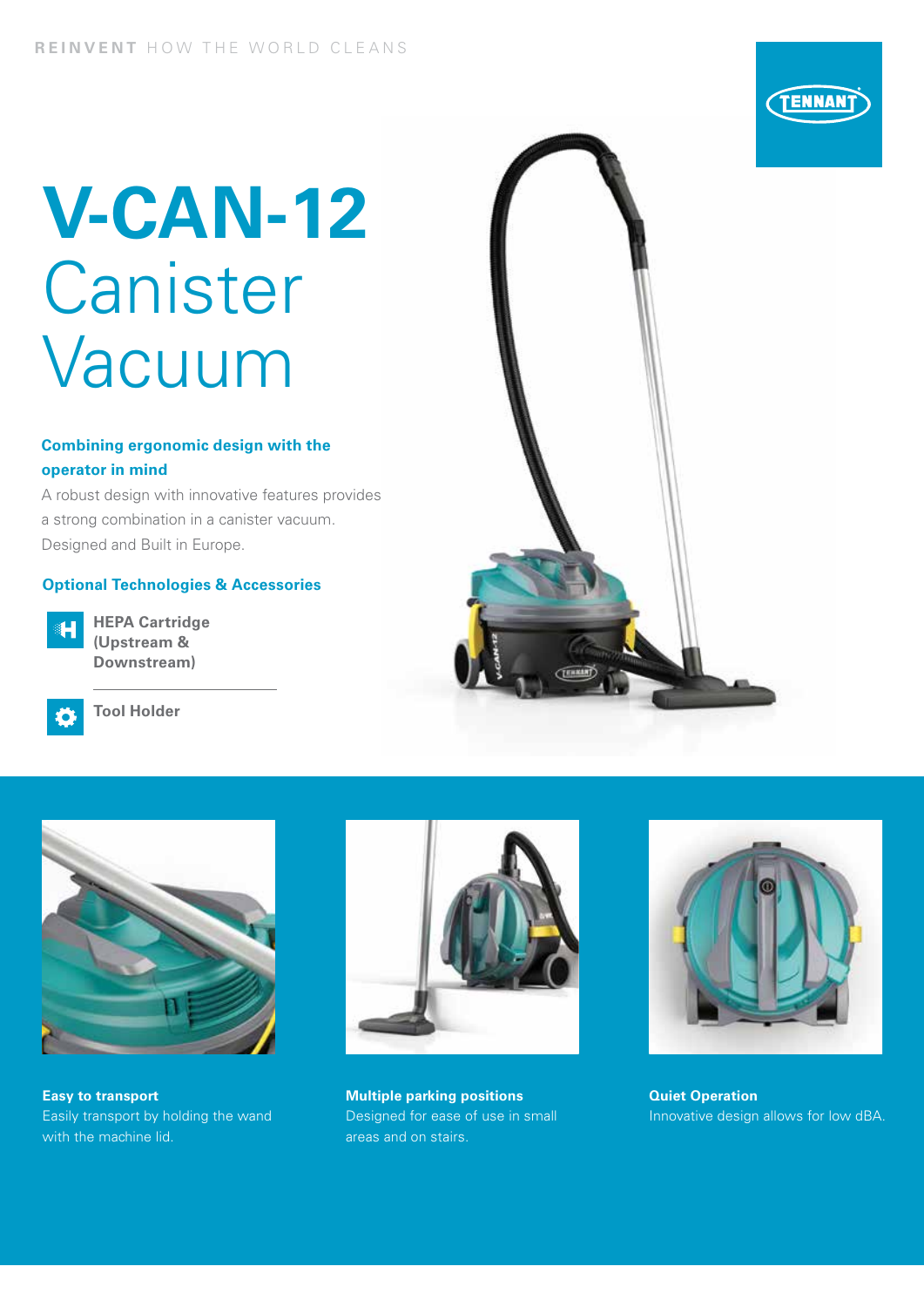REINVENT HOW THE WORLD CLEANS

# V-CAN-12 Canister Vacuum

**Combining ergonomic design with the operator in mind**

A robust design with innovative features provides a strong combination in a canister vacuum. Designed and Built in Europe.

## Optional Technologies & Accessories

- **HEPA Cartridge (Upstream & Downstream)**
- **Tool Holder**

**Easy to transport**
Easily transport by holding the wand with the machine lid.

**Multiple parking positions**
Designed for ease of use in small areas and on stairs.

**Quiet Operation**
Innovative design allows for low dBA.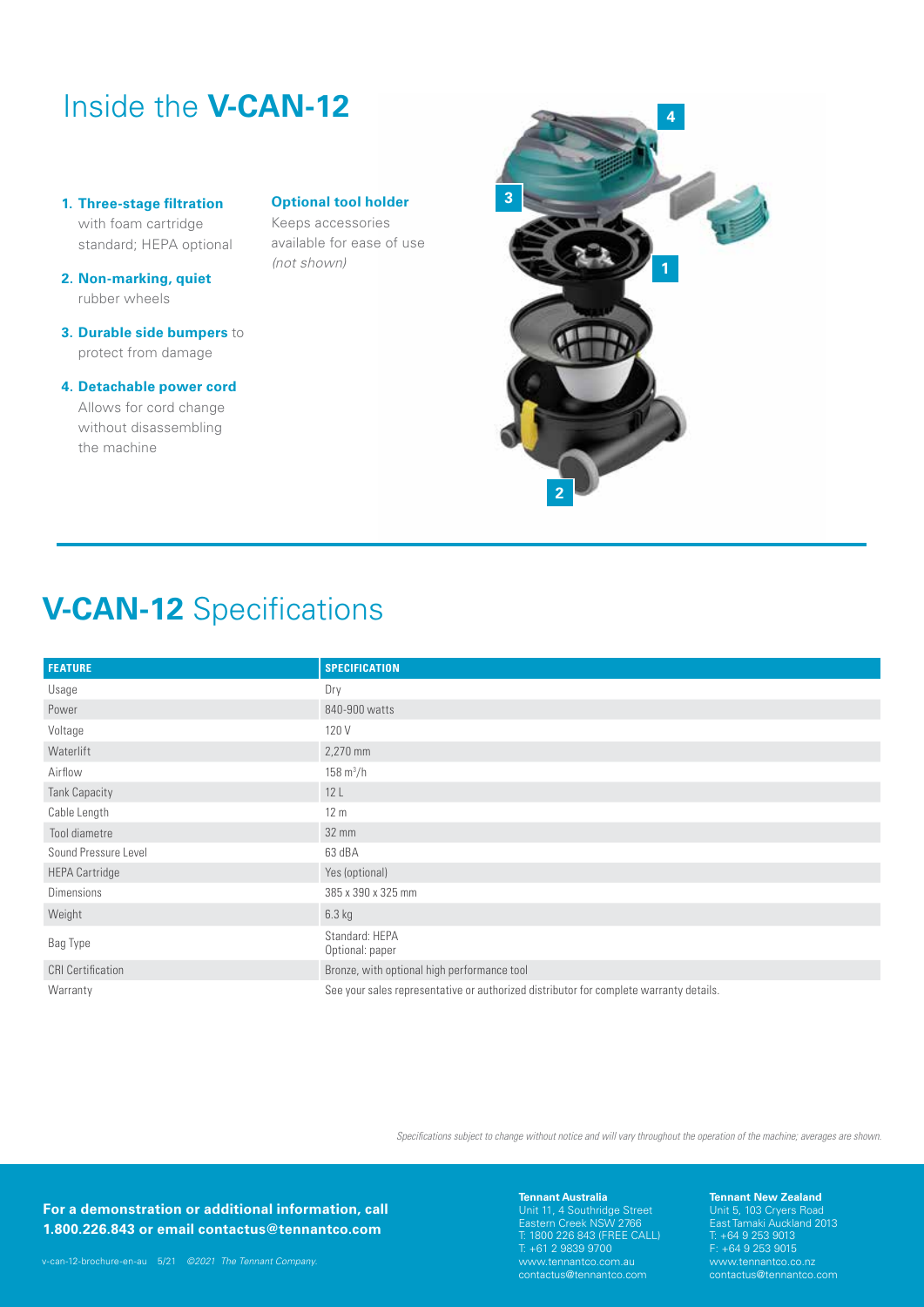# Inside the **V-CAN-12**

1. **Three-stage filtration** with foam cartridge standard; HEPA optional
2. **Non-marking, quiet** rubber wheels
3. **Durable side bumpers** to protect from damage
4. **Detachable power cord** Allows for cord change without disassembling the machine

**Optional tool holder**
Keeps accessories available for ease of use *(not shown)*

3

4

1

2

# **V-CAN-12** Specifications

| FEATURE | SPECIFICATION |
|---|---|
| Usage | Dry |
| Power | 840-900 watts |
| Voltage | 120 V |
| Waterlift | 2,270 mm |
| Airflow | 158 $m^3/h$ |
| Tank Capacity | 12 L |
| Cable Length | 12 m |
| Tool diametre | 32 mm |
| Sound Pressure Level | 63 dBA |
| HEPA Cartridge | Yes (optional) |
| Dimensions | 385 x 390 x 325 mm |
| Weight | 6.3 kg |
| Bag Type | Standard: HEPA<br>Optional: paper |
| CRI Certification | Bronze, with optional high performance tool |
| Warranty | See your sales representative or authorized distributor for complete warranty details. |

*Specifications subject to change without notice and will vary throughout the operation of the machine; averages are shown.*

**For a demonstration or additional information, call 1.800.226.843 or email contactus@tennantco.com**

v-can-12-brochure-en-au 5/21 *©2021 The Tennant Company.*

**Tennant Australia**
Unit 11, 4 Southridge Street
Eastern Creek NSW 2766
T: 1800 226 843 (FREE CALL)
T: +61 2 9839 9700
www.tennantco.com.au
contactus@tennantco.com

**Tennant New Zealand**
Unit 5, 103 Cryers Road
East Tamaki Auckland 2013
T: +64 9 253 9013
F: +64 9 253 9015
www.tennantco.co.nz
contactus@tennantco.com